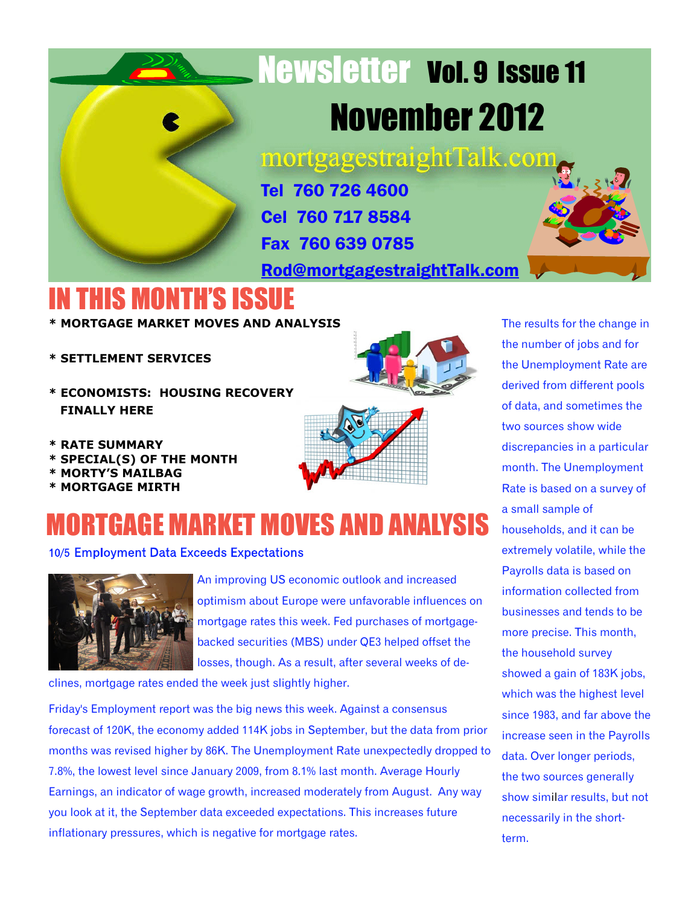# Newsletter Vol. 9 Issue 11

## November 2012

mortgagestraightTalk.com

**Tel 760 726 4600**

**Cel 760 717 8584**

**Fax 760 639 0785**

**Rod@mortgagestraightTalk.com**

# IN THIS MONTH'S ISSUE

- **MORTGAGE MARKET MOVES AND ANALYSIS**
- **SETTLEMENT SERVICES**
- **ECONOMISTS: HOUSING RECOVERY FINALLY HERE**
- **RATE SUMMARY**
- **SPECIAL(S) OF THE MONTH**
- **MORTY'S MAILBAG**
- **MORTGAGE MIRTH**

# MORTGAGE MARKET MOVES AND ANALYSIS

### 10/5 Employment Data Exceeds Expectations

An improving US economic outlook and increased optimism about Europe were unfavorable influences on mortgage rates this week. Fed purchases of mortgage-backed securities (MBS) under QE3 helped offset the losses, though. As a result, after several weeks of declines, mortgage rates ended the week just slightly higher.

Friday's Employment report was the big news this week. Against a consensus forecast of 120K, the economy added 114K jobs in September, but the data from prior months was revised higher by 86K. The Unemployment Rate unexpectedly dropped to 7.8%, the lowest level since January 2009, from 8.1% last month. Average Hourly Earnings, an indicator of wage growth, increased moderately from August. Any way you look at it, the September data exceeded expectations. This increases future inflationary pressures, which is negative for mortgage rates.

The results for the change in the number of jobs and for the Unemployment Rate are derived from different pools of data, and sometimes the two sources show wide discrepancies in a particular month. The Unemployment Rate is based on a survey of a small sample of households, and it can be extremely volatile, while the Payrolls data is based on information collected from businesses and tends to be more precise. This month, the household survey showed a gain of 183K jobs, which was the highest level since 1983, and far above the increase seen in the Payrolls data. Over longer periods, the two sources generally show similar results, but not necessarily in the short-term.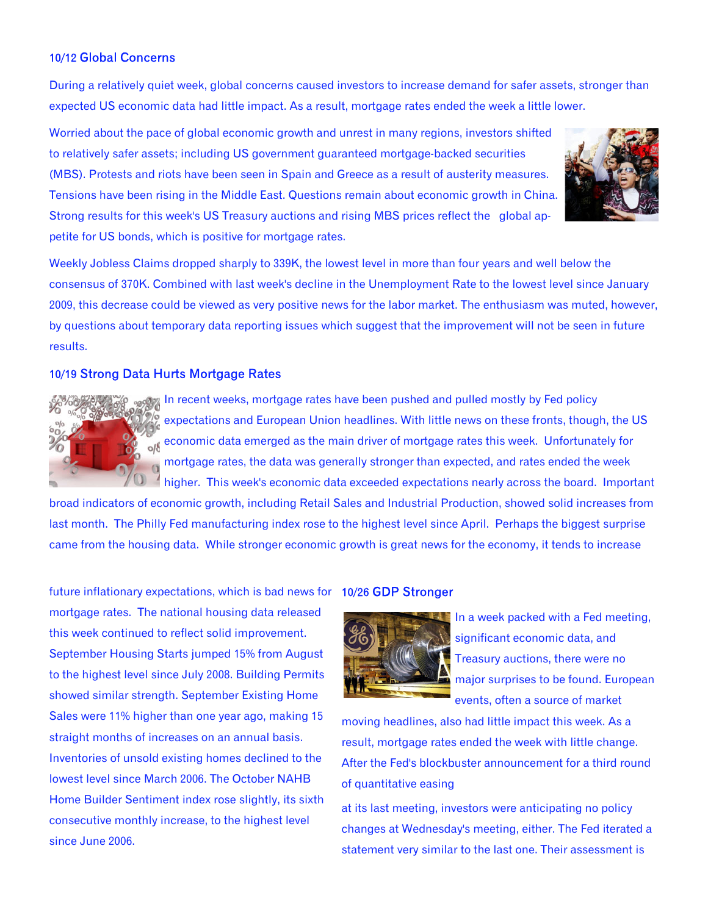## 10/12 Global Concerns

During a relatively quiet week, global concerns caused investors to increase demand for safer assets, stronger than expected US economic data had little impact. As a result, mortgage rates ended the week a little lower.

Worried about the pace of global economic growth and unrest in many regions, investors shifted to relatively safer assets; including US government guaranteed mortgage-backed securities (MBS). Protests and riots have been seen in Spain and Greece as a result of austerity measures. Tensions have been rising in the Middle East. Questions remain about economic growth in China. Strong results for this week's US Treasury auctions and rising MBS prices reflect the global appetite for US bonds, which is positive for mortgage rates.

Weekly Jobless Claims dropped sharply to 339K, the lowest level in more than four years and well below the consensus of 370K. Combined with last week's decline in the Unemployment Rate to the lowest level since January 2009, this decrease could be viewed as very positive news for the labor market. The enthusiasm was muted, however, by questions about temporary data reporting issues which suggest that the improvement will not be seen in future results.

## 10/19 Strong Data Hurts Mortgage Rates

In recent weeks, mortgage rates have been pushed and pulled mostly by Fed policy expectations and European Union headlines. With little news on these fronts, though, the US economic data emerged as the main driver of mortgage rates this week. Unfortunately for mortgage rates, the data was generally stronger than expected, and rates ended the week higher. This week's economic data exceeded expectations nearly across the board. Important broad indicators of economic growth, including Retail Sales and Industrial Production, showed solid increases from last month. The Philly Fed manufacturing index rose to the highest level since April. Perhaps the biggest surprise came from the housing data. While stronger economic growth is great news for the economy, it tends to increase future inflationary expectations, which is bad news for mortgage rates. The national housing data released this week continued to reflect solid improvement. September Housing Starts jumped 15% from August to the highest level since July 2008. Building Permits showed similar strength. September Existing Home Sales were 11% higher than one year ago, making 15 straight months of increases on an annual basis. Inventories of unsold existing homes declined to the lowest level since March 2006. The October NAHB Home Builder Sentiment index rose slightly, its sixth consecutive monthly increase, to the highest level since June 2006.

## 10/26 GDP Stronger

In a week packed with a Fed meeting, significant economic data, and Treasury auctions, there were no major surprises to be found. European events, often a source of market moving headlines, also had little impact this week. As a result, mortgage rates ended the week with little change. After the Fed's blockbuster announcement for a third round of quantitative easing at its last meeting, investors were anticipating no policy changes at Wednesday's meeting, either. The Fed iterated a statement very similar to the last one. Their assessment is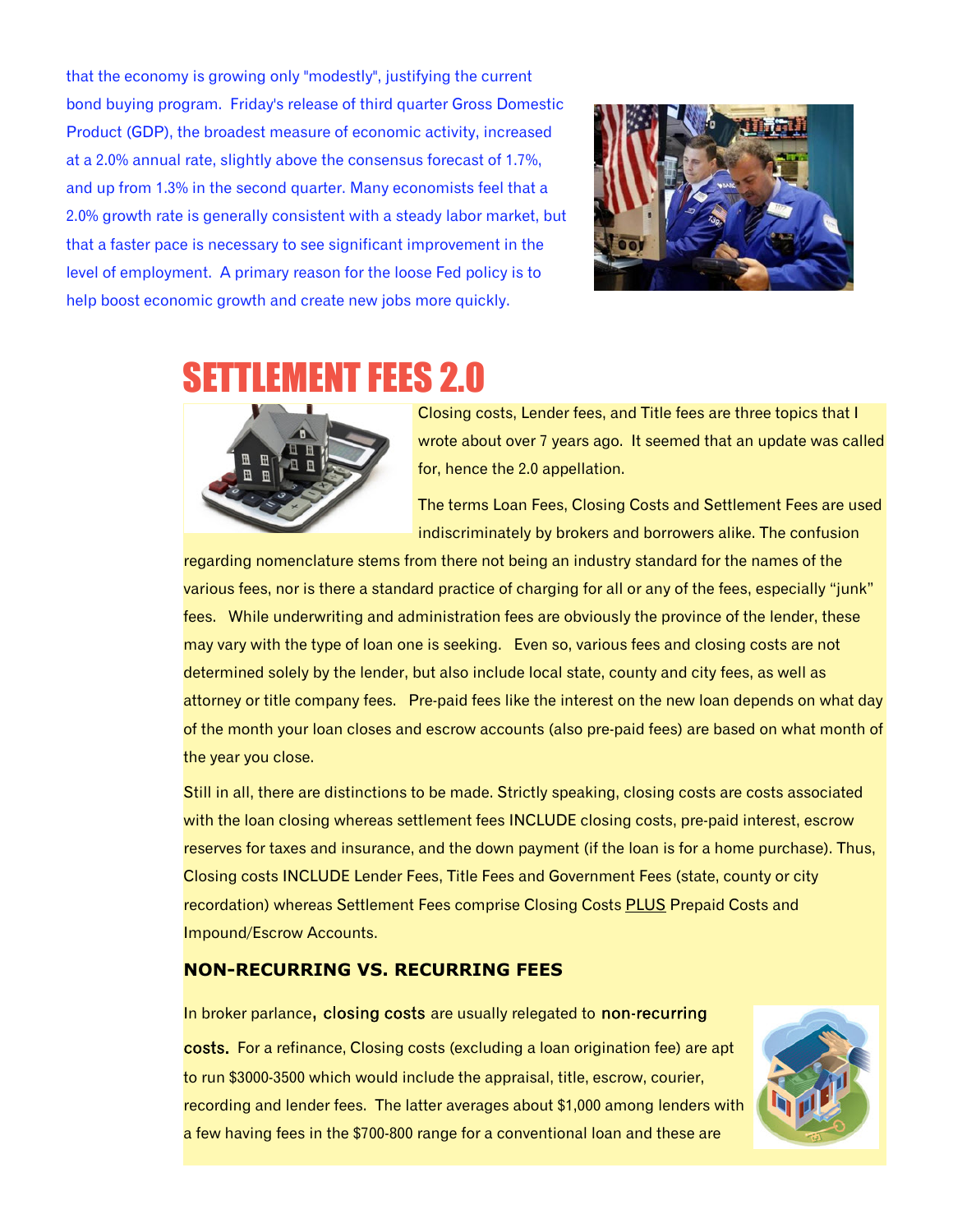that the economy is growing only "modestly", justifying the current bond buying program. Friday's release of third quarter Gross Domestic Product (GDP), the broadest measure of economic activity, increased at a 2.0% annual rate, slightly above the consensus forecast of 1.7%, and up from 1.3% in the second quarter. Many economists feel that a 2.0% growth rate is generally consistent with a steady labor market, but that a faster pace is necessary to see significant improvement in the level of employment. A primary reason for the loose Fed policy is to help boost economic growth and create new jobs more quickly.

# SETTLEMENT FEES 2.0

Closing costs, Lender fees, and Title fees are three topics that I wrote about over 7 years ago. It seemed that an update was called for, hence the 2.0 appellation.

The terms Loan Fees, Closing Costs and Settlement Fees are used indiscriminately by brokers and borrowers alike. The confusion regarding nomenclature stems from there not being an industry standard for the names of the various fees, nor is there a standard practice of charging for all or any of the fees, especially "junk" fees. While underwriting and administration fees are obviously the province of the lender, these may vary with the type of loan one is seeking. Even so, various fees and closing costs are not determined solely by the lender, but also include local state, county and city fees, as well as attorney or title company fees. Pre-paid fees like the interest on the new loan depends on what day of the month your loan closes and escrow accounts (also pre-paid fees) are based on what month of the year you close.

Still in all, there are distinctions to be made. Strictly speaking, closing costs are costs associated with the loan closing whereas settlement fees INCLUDE closing costs, pre-paid interest, escrow reserves for taxes and insurance, and the down payment (if the loan is for a home purchase). Thus, Closing costs INCLUDE Lender Fees, Title Fees and Government Fees (state, county or city recordation) whereas Settlement Fees comprise Closing Costs PLUS Prepaid Costs and Impound/Escrow Accounts.

### NON-RECURRING VS. RECURRING FEES

In broker parlance, **closing costs** are usually relegated to **non-recurring costs.** For a refinance, Closing costs (excluding a loan origination fee) are apt to run $3000-3500 which would include the appraisal, title, escrow, courier, recording and lender fees. The latter averages about $1,000 among lenders with a few having fees in the $700-800 range for a conventional loan and these are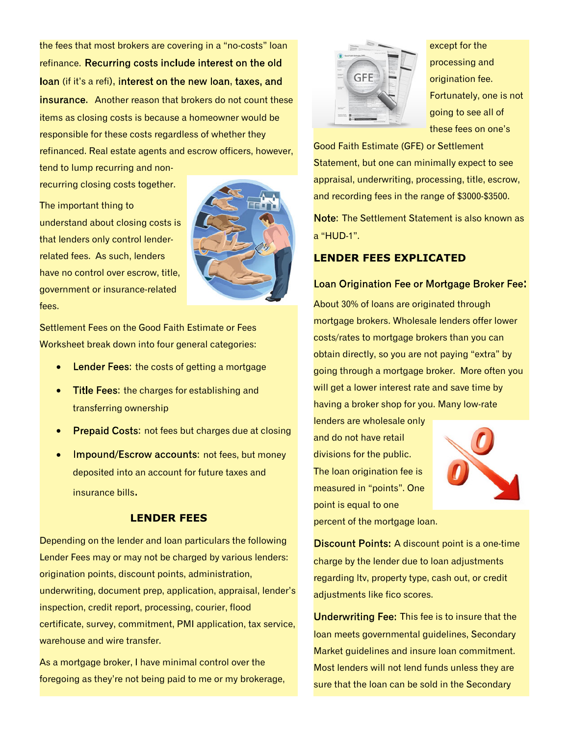the fees that most brokers are covering in a "no-costs" loan refinance. **Recurring costs include interest on the old loan** (if it's a refi), **interest on the new loan, taxes, and insurance.** Another reason that brokers do not count these items as closing costs is because a homeowner would be responsible for these costs regardless of whether they refinanced. Real estate agents and escrow officers, however, tend to lump recurring and non-recurring closing costs together.

The important thing to understand about closing costs is that lenders only control lender-related fees. As such, lenders have no control over escrow, title, government or insurance-related fees.

Settlement Fees on the Good Faith Estimate or Fees Worksheet break down into four general categories:

- **Lender Fees**: the costs of getting a mortgage
- **Title Fees**: the charges for establishing and transferring ownership
- **Prepaid Costs**: not fees but charges due at closing
- **Impound/Escrow accounts**: not fees, but money deposited into an account for future taxes and insurance bills.

### LENDER FEES

Depending on the lender and loan particulars the following Lender Fees may or may not be charged by various lenders: origination points, discount points, administration, underwriting, document prep, application, appraisal, lender's inspection, credit report, processing, courier, flood certificate, survey, commitment, PMI application, tax service, warehouse and wire transfer.

As a mortgage broker, I have minimal control over the foregoing as they're not being paid to me or my brokerage, except for the processing and origination fee. Fortunately, one is not going to see all of these fees on one's Good Faith Estimate (GFE) or Settlement Statement, but one can minimally expect to see appraisal, underwriting, processing, title, escrow, and recording fees in the range of $3000-$3500.

**Note**: The Settlement Statement is also known as a "HUD-1".

### LENDER FEES EXPLICATED

**Loan Origination Fee or Mortgage Broker Fee:** About 30% of loans are originated through mortgage brokers. Wholesale lenders offer lower costs/rates to mortgage brokers than you can obtain directly, so you are not paying "extra" by going through a mortgage broker. More often you will get a lower interest rate and save time by having a broker shop for you. Many low-rate lenders are wholesale only and do not have retail divisions for the public. The loan origination fee is measured in "points". One point is equal to one percent of the mortgage loan.

**Discount Points:** A discount point is a one-time charge by the lender due to loan adjustments regarding ltv, property type, cash out, or credit adjustments like fico scores.

**Underwriting Fee:** This fee is to insure that the loan meets governmental guidelines, Secondary Market guidelines and insure loan commitment. Most lenders will not lend funds unless they are sure that the loan can be sold in the Secondary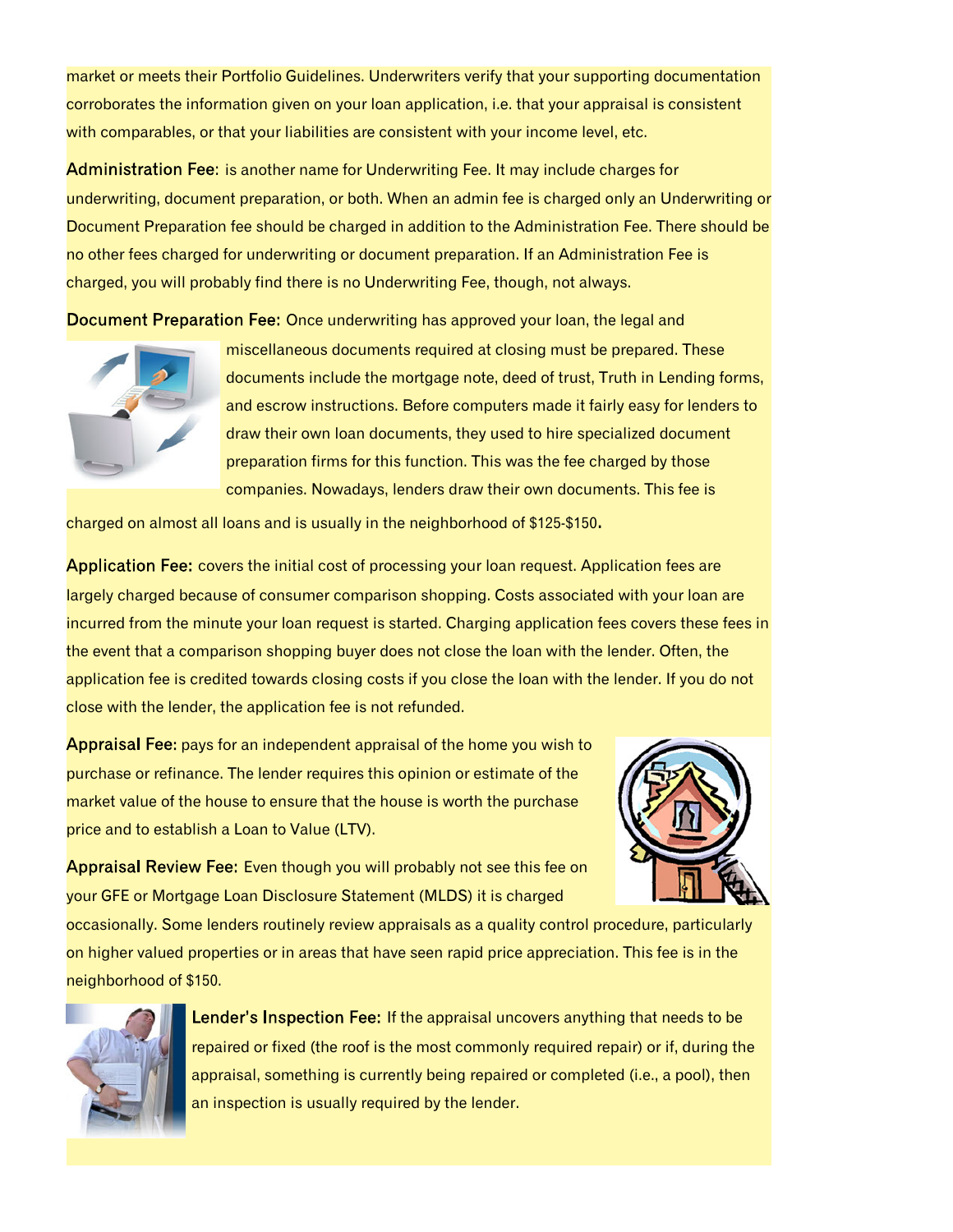market or meets their Portfolio Guidelines. Underwriters verify that your supporting documentation corroborates the information given on your loan application, i.e. that your appraisal is consistent with comparables, or that your liabilities are consistent with your income level, etc.

**Administration Fee:** is another name for Underwriting Fee. It may include charges for underwriting, document preparation, or both. When an admin fee is charged only an Underwriting or Document Preparation fee should be charged in addition to the Administration Fee. There should be no other fees charged for underwriting or document preparation. If an Administration Fee is charged, you will probably find there is no Underwriting Fee, though, not always.

**Document Preparation Fee:** Once underwriting has approved your loan, the legal and miscellaneous documents required at closing must be prepared. These documents include the mortgage note, deed of trust, Truth in Lending forms, and escrow instructions. Before computers made it fairly easy for lenders to draw their own loan documents, they used to hire specialized document preparation firms for this function. This was the fee charged by those companies. Nowadays, lenders draw their own documents. This fee is charged on almost all loans and is usually in the neighborhood of $125-$150.

**Application Fee:** covers the initial cost of processing your loan request. Application fees are largely charged because of consumer comparison shopping. Costs associated with your loan are incurred from the minute your loan request is started. Charging application fees covers these fees in the event that a comparison shopping buyer does not close the loan with the lender. Often, the application fee is credited towards closing costs if you close the loan with the lender. If you do not close with the lender, the application fee is not refunded.

**Appraisal Fee:** pays for an independent appraisal of the home you wish to purchase or refinance. The lender requires this opinion or estimate of the market value of the house to ensure that the house is worth the purchase price and to establish a Loan to Value (LTV).

**Appraisal Review Fee:** Even though you will probably not see this fee on your GFE or Mortgage Loan Disclosure Statement (MLDS) it is charged occasionally. Some lenders routinely review appraisals as a quality control procedure, particularly on higher valued properties or in areas that have seen rapid price appreciation. This fee is in the neighborhood of $150.

**Lender's Inspection Fee:** If the appraisal uncovers anything that needs to be repaired or fixed (the roof is the most commonly required repair) or if, during the appraisal, something is currently being repaired or completed (i.e., a pool), then an inspection is usually required by the lender.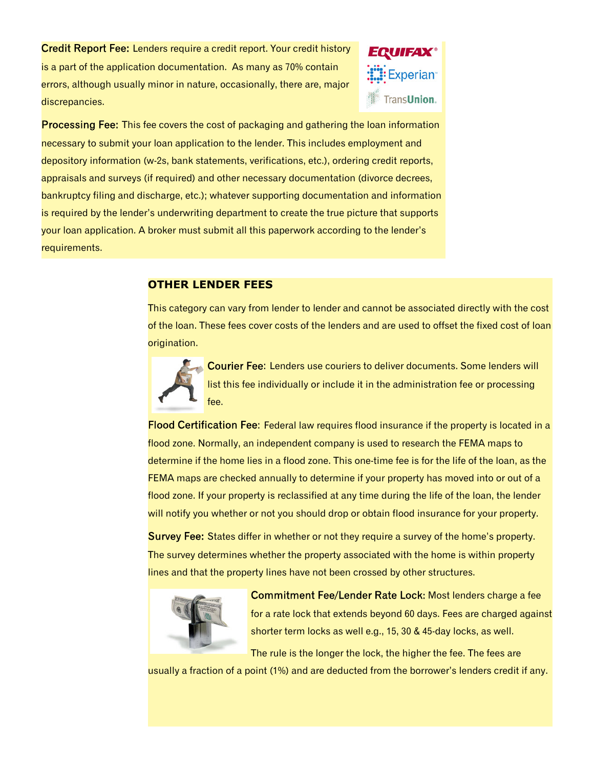**Credit Report Fee:** Lenders require a credit report. Your credit history is a part of the application documentation. As many as 70% contain errors, although usually minor in nature, occasionally, there are, major discrepancies.

**Processing Fee:** This fee covers the cost of packaging and gathering the loan information necessary to submit your loan application to the lender. This includes employment and depository information (w-2s, bank statements, verifications, etc.), ordering credit reports, appraisals and surveys (if required) and other necessary documentation (divorce decrees, bankruptcy filing and discharge, etc.); whatever supporting documentation and information is required by the lender's underwriting department to create the true picture that supports your loan application. A broker must submit all this paperwork according to the lender's requirements.

## OTHER LENDER FEES

This category can vary from lender to lender and cannot be associated directly with the cost of the loan. These fees cover costs of the lenders and are used to offset the fixed cost of loan origination.

**Courier Fee:** Lenders use couriers to deliver documents. Some lenders will list this fee individually or include it in the administration fee or processing fee.

**Flood Certification Fee:** Federal law requires flood insurance if the property is located in a flood zone. Normally, an independent company is used to research the FEMA maps to determine if the home lies in a flood zone. This one-time fee is for the life of the loan, as the FEMA maps are checked annually to determine if your property has moved into or out of a flood zone. If your property is reclassified at any time during the life of the loan, the lender will notify you whether or not you should drop or obtain flood insurance for your property.

**Survey Fee:** States differ in whether or not they require a survey of the home's property. The survey determines whether the property associated with the home is within property lines and that the property lines have not been crossed by other structures.

**Commitment Fee/Lender Rate Lock:** Most lenders charge a fee for a rate lock that extends beyond 60 days. Fees are charged against shorter term locks as well e.g., 15, 30 & 45-day locks, as well.

The rule is the longer the lock, the higher the fee. The fees are usually a fraction of a point (1%) and are deducted from the borrower's lenders credit if any.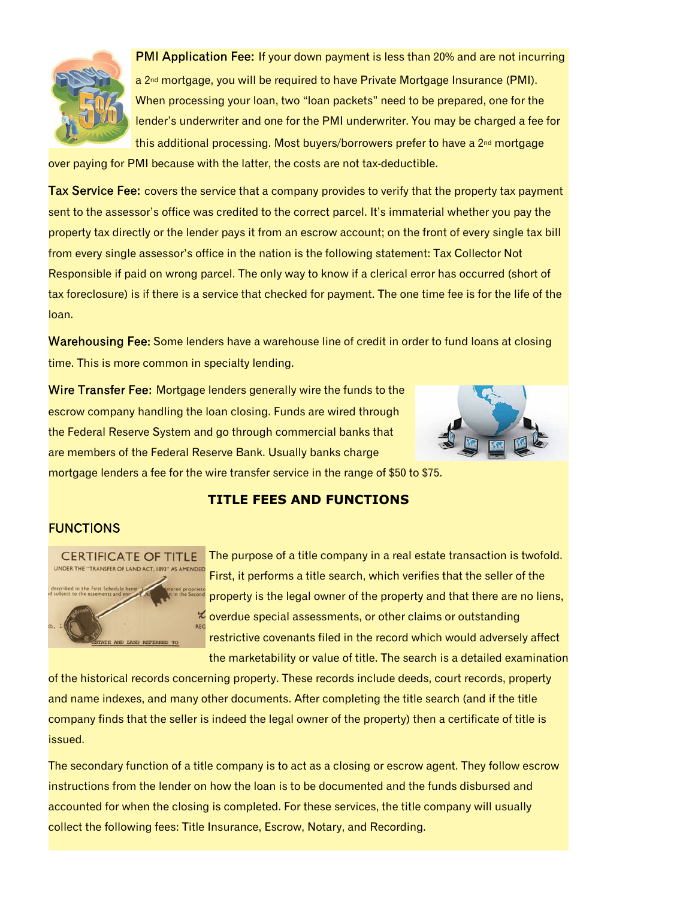**PMI Application Fee:** If your down payment is less than 20% and are not incurring a 2nd mortgage, you will be required to have Private Mortgage Insurance (PMI). When processing your loan, two "loan packets" need to be prepared, one for the lender's underwriter and one for the PMI underwriter. You may be charged a fee for this additional processing. Most buyers/borrowers prefer to have a 2nd mortgage over paying for PMI because with the latter, the costs are not tax-deductible.

**Tax Service Fee:** covers the service that a company provides to verify that the property tax payment sent to the assessor's office was credited to the correct parcel. It's immaterial whether you pay the property tax directly or the lender pays it from an escrow account; on the front of every single tax bill from every single assessor's office in the nation is the following statement: Tax Collector Not Responsible if paid on wrong parcel. The only way to know if a clerical error has occurred (short of tax foreclosure) is if there is a service that checked for payment. The one time fee is for the life of the loan.

**Warehousing Fee:** Some lenders have a warehouse line of credit in order to fund loans at closing time. This is more common in specialty lending.

**Wire Transfer Fee:** Mortgage lenders generally wire the funds to the escrow company handling the loan closing. Funds are wired through the Federal Reserve System and go through commercial banks that are members of the Federal Reserve Bank. Usually banks charge mortgage lenders a fee for the wire transfer service in the range of $50 to $75.

## TITLE FEES AND FUNCTIONS

### FUNCTIONS

The purpose of a title company in a real estate transaction is twofold. First, it performs a title search, which verifies that the seller of the property is the legal owner of the property and that there are no liens, overdue special assessments, or other claims or outstanding restrictive covenants filed in the record which would adversely affect the marketability or value of title. The search is a detailed examination of the historical records concerning property. These records include deeds, court records, property and name indexes, and many other documents. After completing the title search (and if the title company finds that the seller is indeed the legal owner of the property) then a certificate of title is issued.

The secondary function of a title company is to act as a closing or escrow agent. They follow escrow instructions from the lender on how the loan is to be documented and the funds disbursed and accounted for when the closing is completed. For these services, the title company will usually collect the following fees: Title Insurance, Escrow, Notary, and Recording.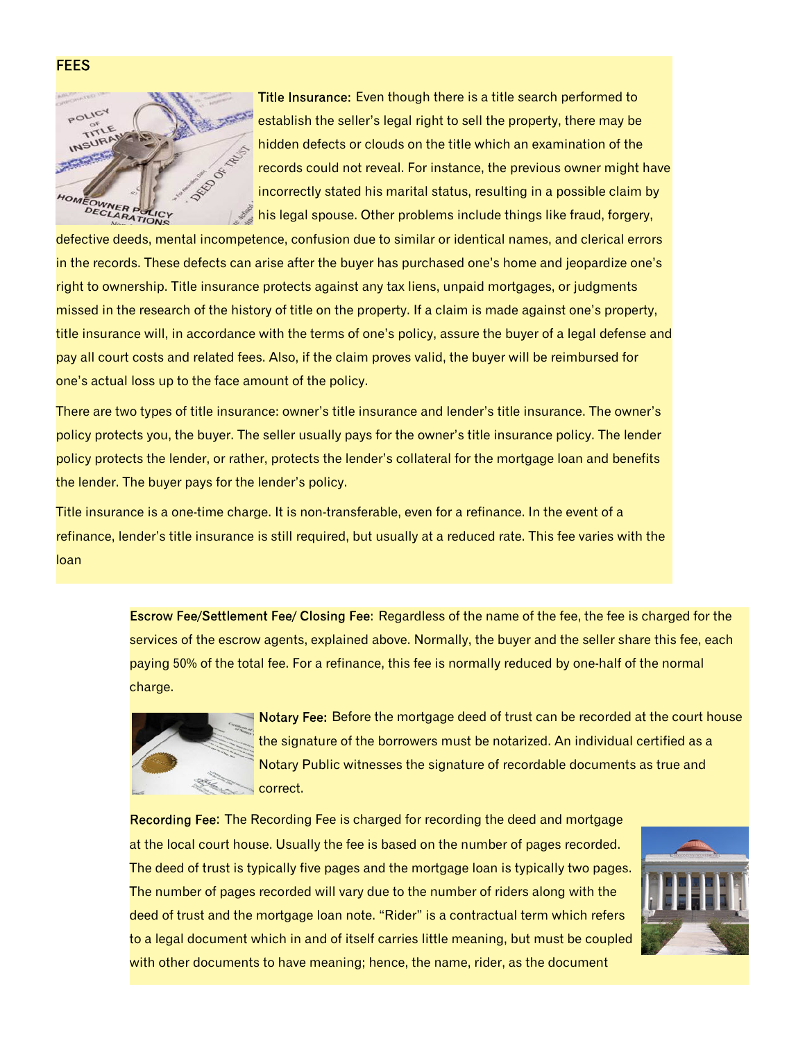## FEES

**Title Insurance:** Even though there is a title search performed to establish the seller's legal right to sell the property, there may be hidden defects or clouds on the title which an examination of the records could not reveal. For instance, the previous owner might have incorrectly stated his marital status, resulting in a possible claim by his legal spouse. Other problems include things like fraud, forgery, defective deeds, mental incompetence, confusion due to similar or identical names, and clerical errors in the records. These defects can arise after the buyer has purchased one's home and jeopardize one's right to ownership. Title insurance protects against any tax liens, unpaid mortgages, or judgments missed in the research of the history of title on the property. If a claim is made against one's property, title insurance will, in accordance with the terms of one's policy, assure the buyer of a legal defense and pay all court costs and related fees. Also, if the claim proves valid, the buyer will be reimbursed for one's actual loss up to the face amount of the policy.

There are two types of title insurance: owner's title insurance and lender's title insurance. The owner's policy protects you, the buyer. The seller usually pays for the owner's title insurance policy. The lender policy protects the lender, or rather, protects the lender's collateral for the mortgage loan and benefits the lender. The buyer pays for the lender's policy.

Title insurance is a one-time charge. It is non-transferable, even for a refinance. In the event of a refinance, lender's title insurance is still required, but usually at a reduced rate. This fee varies with the loan

**Escrow Fee/Settlement Fee/ Closing Fee:** Regardless of the name of the fee, the fee is charged for the services of the escrow agents, explained above. Normally, the buyer and the seller share this fee, each paying 50% of the total fee. For a refinance, this fee is normally reduced by one-half of the normal charge.

**Notary Fee:** Before the mortgage deed of trust can be recorded at the court house the signature of the borrowers must be notarized. An individual certified as a Notary Public witnesses the signature of recordable documents as true and correct.

**Recording Fee:** The Recording Fee is charged for recording the deed and mortgage at the local court house. Usually the fee is based on the number of pages recorded. The deed of trust is typically five pages and the mortgage loan is typically two pages. The number of pages recorded will vary due to the number of riders along with the deed of trust and the mortgage loan note. "Rider" is a contractual term which refers to a legal document which in and of itself carries little meaning, but must be coupled with other documents to have meaning; hence, the name, rider, as the document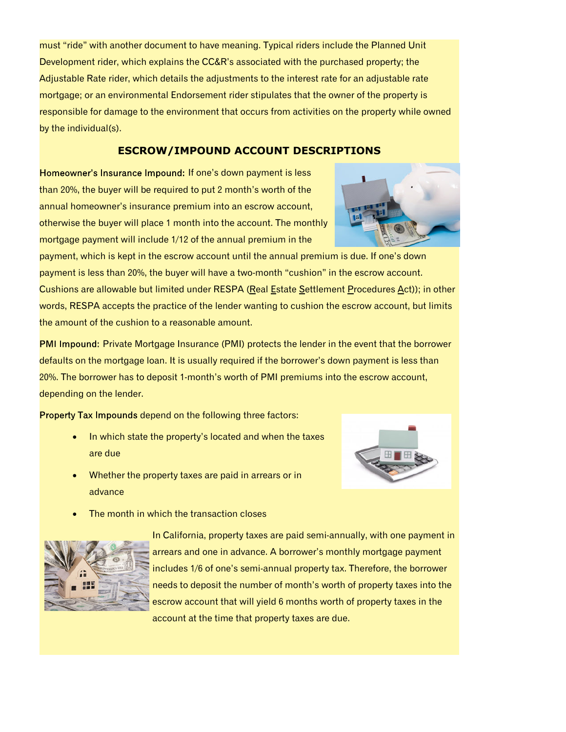must "ride" with another document to have meaning. Typical riders include the Planned Unit Development rider, which explains the CC&R's associated with the purchased property; the Adjustable Rate rider, which details the adjustments to the interest rate for an adjustable rate mortgage; or an environmental Endorsement rider stipulates that the owner of the property is responsible for damage to the environment that occurs from activities on the property while owned by the individual(s).

## ESCROW/IMPOUND ACCOUNT DESCRIPTIONS

**Homeowner's Insurance Impound:** If one's down payment is less than 20%, the buyer will be required to put 2 month's worth of the annual homeowner's insurance premium into an escrow account, otherwise the buyer will place 1 month into the account. The monthly mortgage payment will include 1/12 of the annual premium in the payment, which is kept in the escrow account until the annual premium is due. If one's down payment is less than 20%, the buyer will have a two-month "cushion" in the escrow account. Cushions are allowable but limited under RESPA (Real Estate Settlement Procedures Act)); in other words, RESPA accepts the practice of the lender wanting to cushion the escrow account, but limits the amount of the cushion to a reasonable amount.

**PMI Impound:** Private Mortgage Insurance (PMI) protects the lender in the event that the borrower defaults on the mortgage loan. It is usually required if the borrower's down payment is less than 20%. The borrower has to deposit 1-month's worth of PMI premiums into the escrow account, depending on the lender.

**Property Tax Impounds** depend on the following three factors:

- In which state the property's located and when the taxes are due
- Whether the property taxes are paid in arrears or in advance
- The month in which the transaction closes

In California, property taxes are paid semi-annually, with one payment in arrears and one in advance. A borrower's monthly mortgage payment includes 1/6 of one's semi-annual property tax. Therefore, the borrower needs to deposit the number of month's worth of property taxes into the escrow account that will yield 6 months worth of property taxes in the account at the time that property taxes are due.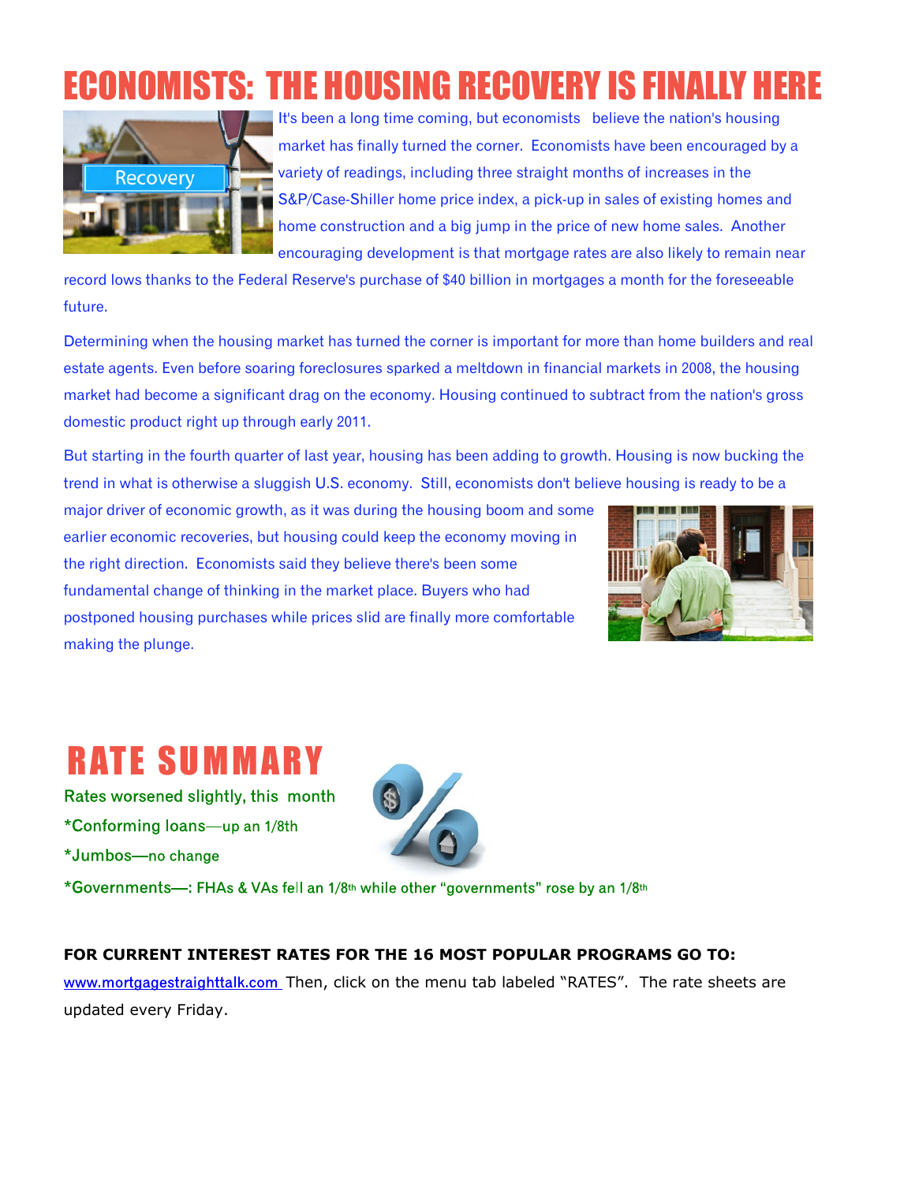# ECONOMISTS: THE HOUSING RECOVERY IS FINALLY HERE

It's been a long time coming, but economists believe the nation's housing market has finally turned the corner. Economists have been encouraged by a variety of readings, including three straight months of increases in the S&P/Case-Shiller home price index, a pick-up in sales of existing homes and home construction and a big jump in the price of new home sales. Another encouraging development is that mortgage rates are also likely to remain near record lows thanks to the Federal Reserve's purchase of $40 billion in mortgages a month for the foreseeable future.

Determining when the housing market has turned the corner is important for more than home builders and real estate agents. Even before soaring foreclosures sparked a meltdown in financial markets in 2008, the housing market had become a significant drag on the economy. Housing continued to subtract from the nation's gross domestic product right up through early 2011.

But starting in the fourth quarter of last year, housing has been adding to growth. Housing is now bucking the trend in what is otherwise a sluggish U.S. economy. Still, economists don't believe housing is ready to be a major driver of economic growth, as it was during the housing boom and some earlier economic recoveries, but housing could keep the economy moving in the right direction. Economists said they believe there's been some fundamental change of thinking in the market place. Buyers who had postponed housing purchases while prices slid are finally more comfortable making the plunge.

# RATE SUMMARY

Rates worsened slightly, this month

*Conforming loans—up an 1/8th

*Jumbos—no change

*Governments—: FHAs & VAs fell an 1/8th while other "governments" rose by an 1/8th

**FOR CURRENT INTEREST RATES FOR THE 16 MOST POPULAR PROGRAMS GO TO:**
www.mortgagestraighttalk.com Then, click on the menu tab labeled "RATES". The rate sheets are updated every Friday.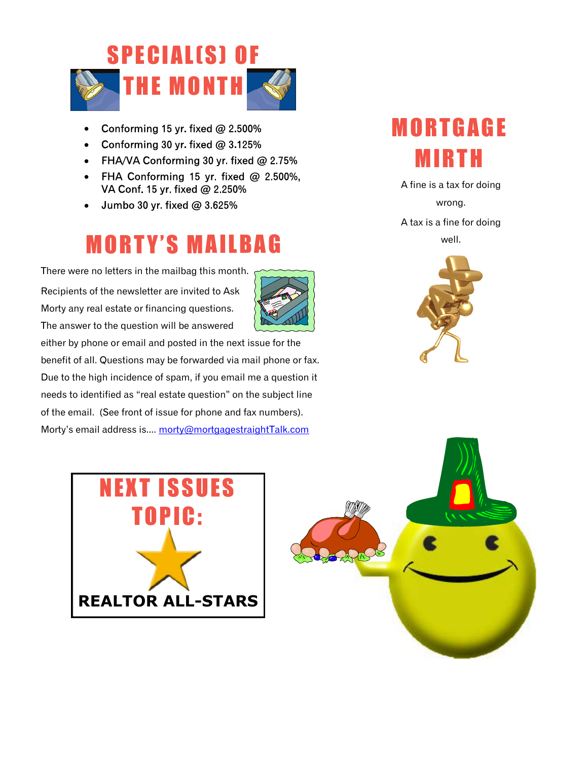## SPECIAL(S) OF THE MONTH

- Conforming 15 yr. fixed @ 2.500%
- Conforming 30 yr. fixed @ 3.125%
- FHA/VA Conforming 30 yr. fixed @ 2.75%
- FHA Conforming 15 yr. fixed @ 2.500%, VA Conf. 15 yr. fixed @ 2.250%
- Jumbo 30 yr. fixed @ 3.625%

## MORTY'S MAILBAG

There were no letters in the mailbag this month. Recipients of the newsletter are invited to Ask Morty any real estate or financing questions. The answer to the question will be answered either by phone or email and posted in the next issue for the benefit of all. Questions may be forwarded via mail phone or fax. Due to the high incidence of spam, if you email me a question it needs to identified as "real estate question" on the subject line of the email. (See front of issue for phone and fax numbers). Morty's email address is.... morty@mortgagestraightTalk.com

## MORTGAGE MIRTH

A fine is a tax for doing wrong.

A tax is a fine for doing well.

## NEXT ISSUES TOPIC:

**REALTOR ALL-STARS**